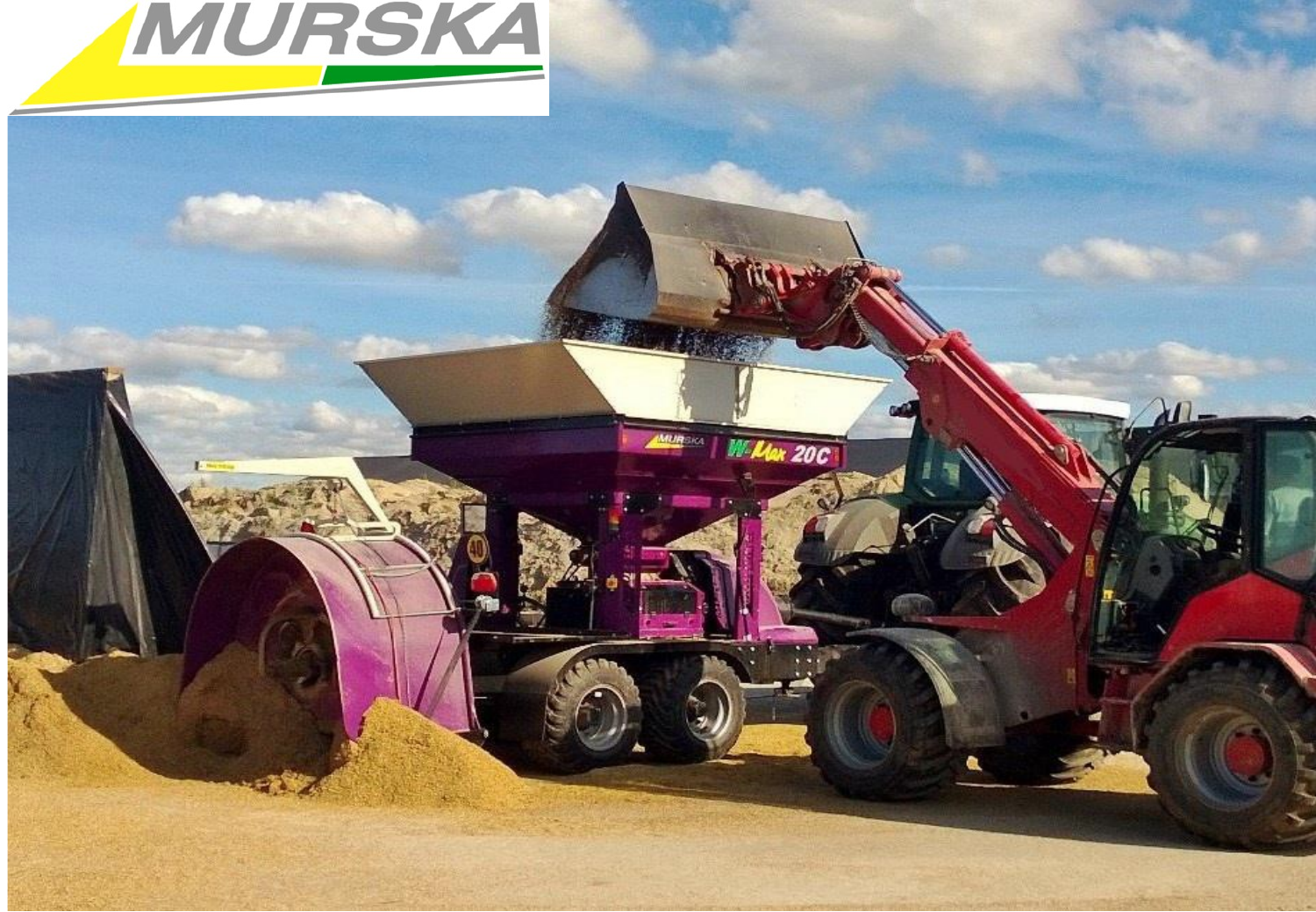# MURSKA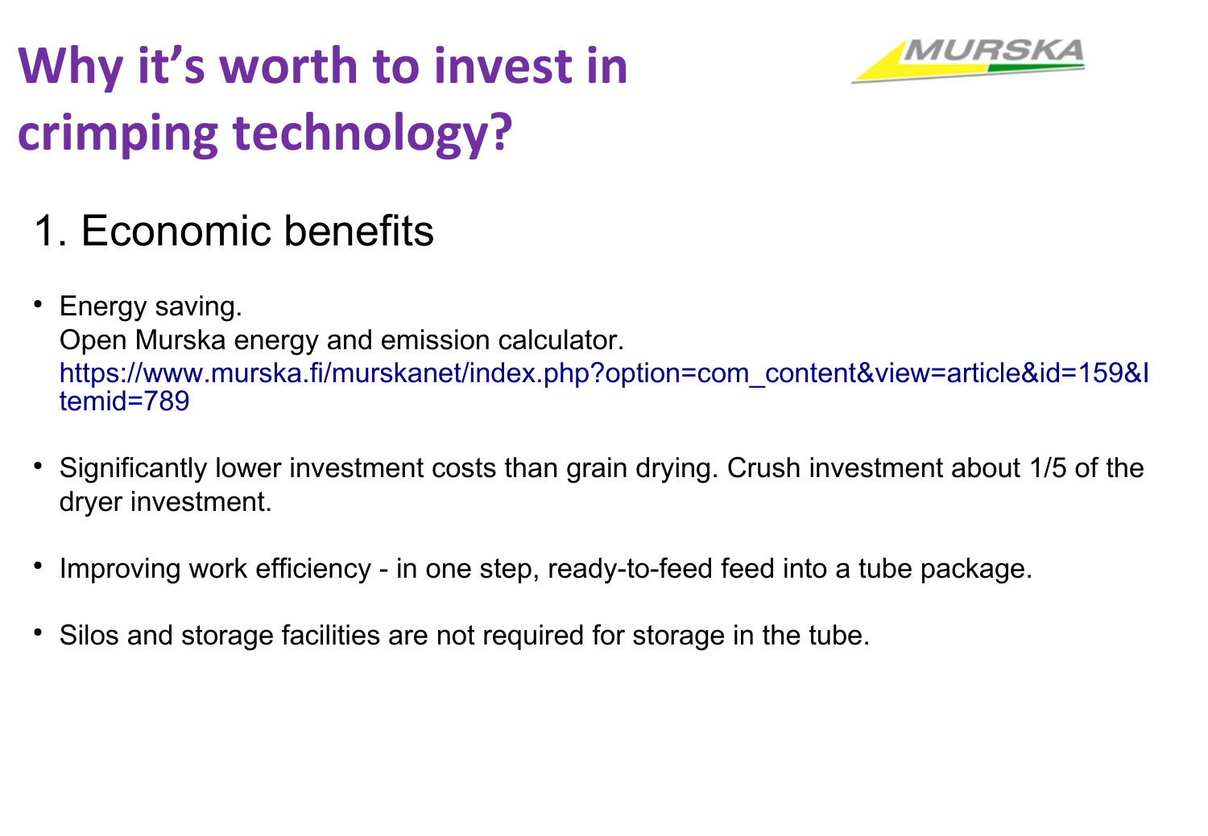# Why it's worth to invest in crimping technology?

## 1. Economic benefits

- Energy saving.
  Open Murska energy and emission calculator.
  https://www.murska.fi/murskanet/index.php?option=com_content&view=article&id=159&Itemid=789

- Significantly lower investment costs than grain drying. Crush investment about 1/5 of the dryer investment.

- Improving work efficiency - in one step, ready-to-feed feed into a tube package.

- Silos and storage facilities are not required for storage in the tube.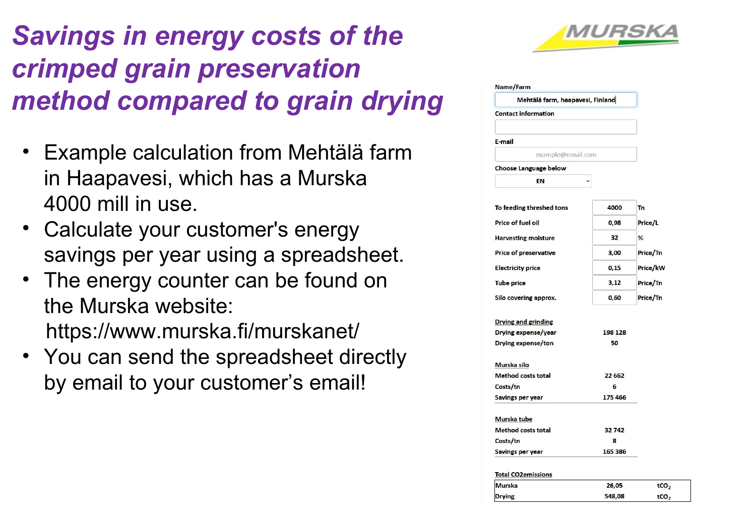# Savings in energy costs of the crimped grain preservation method compared to grain drying

- Example calculation from Mehtälä farm in Haapavesi, which has a Murska 4000 mill in use.
- Calculate your customer's energy savings per year using a spreadsheet.
- The energy counter can be found on the Murska website: https://www.murska.fi/murskanet/
- You can send the spreadsheet directly by email to your customer's email!

MURSKA

Name/Farm

Mehtälä farm, haapavesi, Finland

Contact information

E-mail

example@email.com

Choose Language below

EN

| | | |
|---|---|---|
| To feeding threshed tons | 4000 | Tn |
| Price of fuel oil | 0,98 | Price/L |
| Harvesting moisture | 32 | % |
| Price of preservative | 3,00 | Price/Tn |
| Electricity price | 0,15 | Price/kW |
| Tube price | 3,12 | Price/Tn |
| Silo covering approx. | 0,60 | Price/Tn |

**Drying and grinding**

| | |
|---|---|
| Drying expense/year | 198 128 |
| Drying expense/ton | 50 |

**Murska silo**

| | |
|---|---|
| Method costs total | 22 662 |
| Costs/tn | 6 |
| Savings per year | 175 466 |

**Murska tube**

| | |
|---|---|
| Method costs total | 32 742 |
| Costs/tn | 8 |
| Savings per year | 165 386 |

**Total CO2emissions**

| | | |
|---|---|---|
| Murska | 26,05 | $tCO_2$ |
| Drying | 548,08 | $tCO_2$ |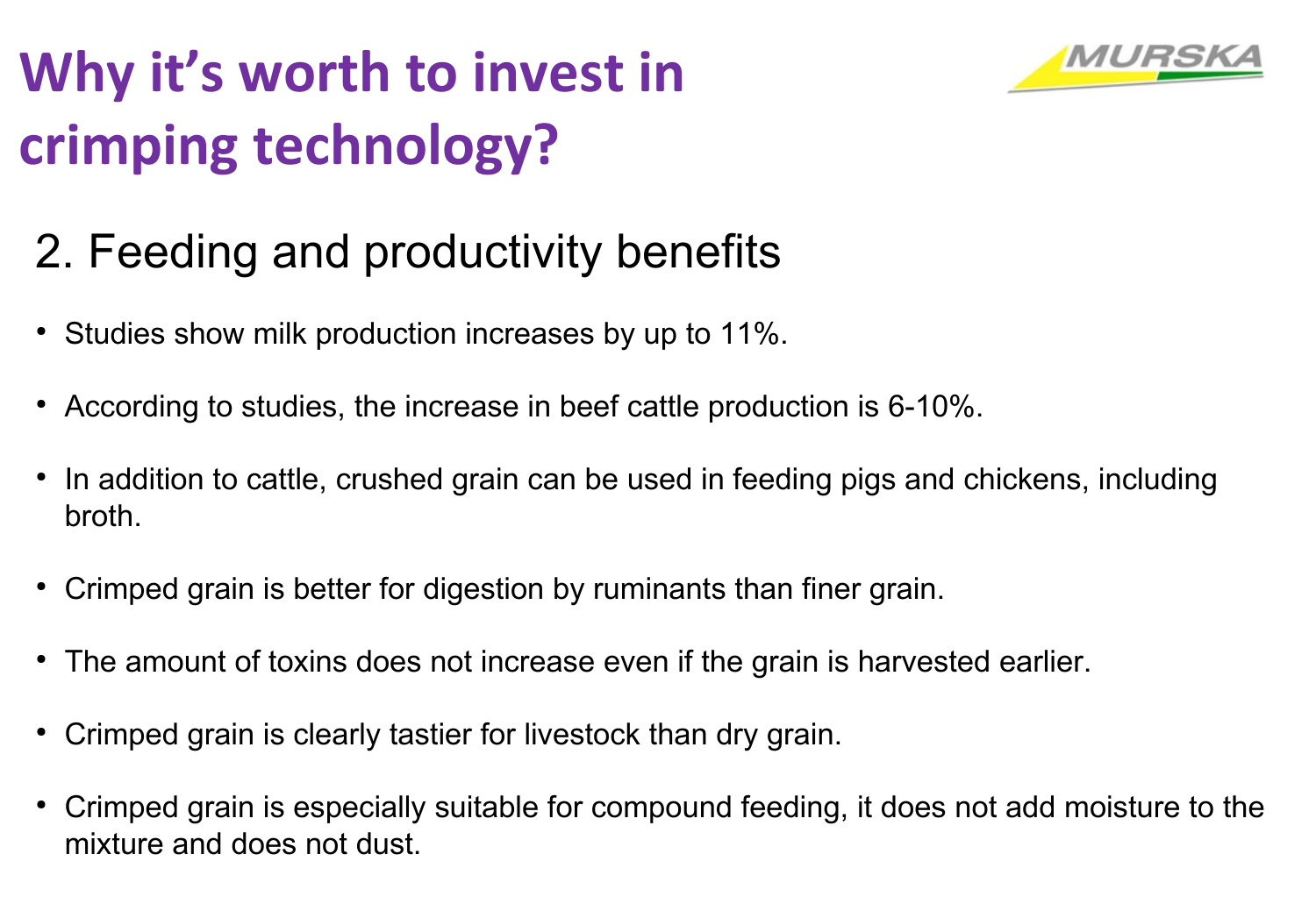# Why it's worth to invest in crimping technology?

## 2. Feeding and productivity benefits

- Studies show milk production increases by up to 11%.
- According to studies, the increase in beef cattle production is 6-10%.
- In addition to cattle, crushed grain can be used in feeding pigs and chickens, including broth.
- Crimped grain is better for digestion by ruminants than finer grain.
- The amount of toxins does not increase even if the grain is harvested earlier.
- Crimped grain is clearly tastier for livestock than dry grain.
- Crimped grain is especially suitable for compound feeding, it does not add moisture to the mixture and does not dust.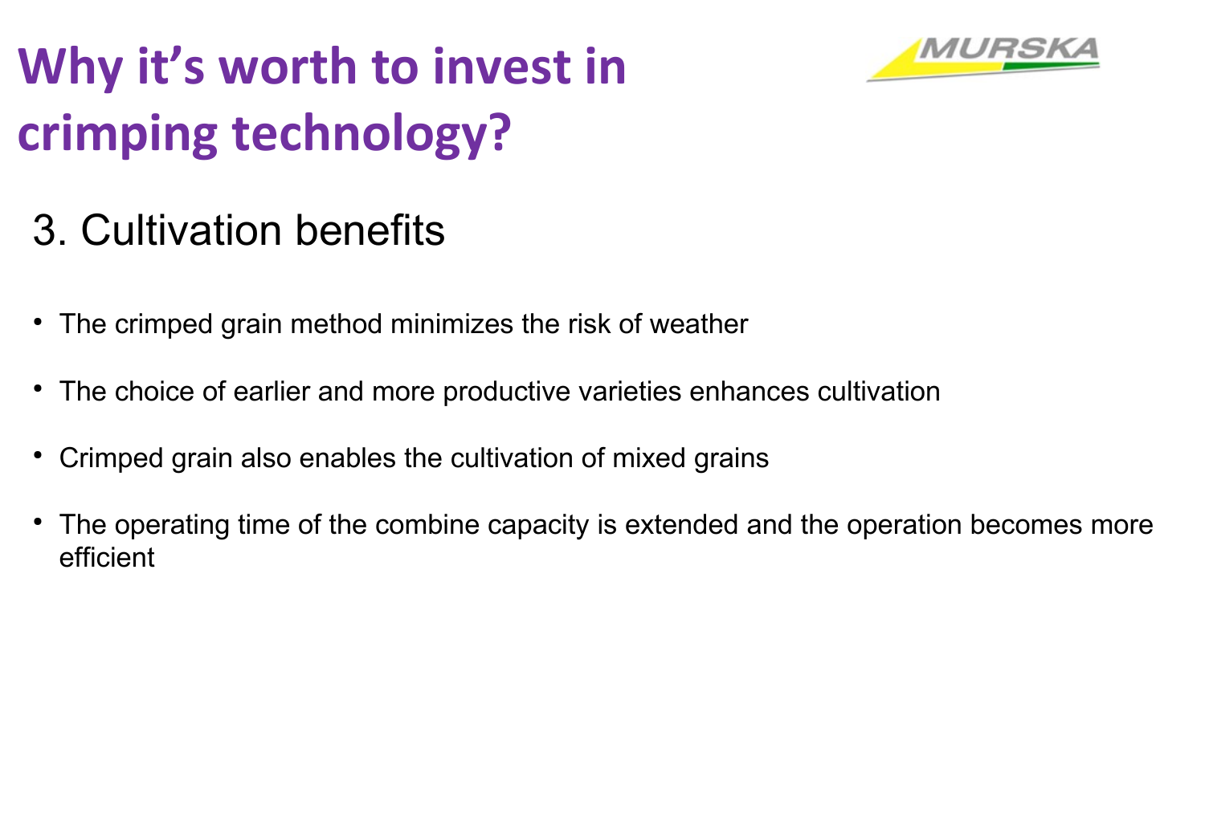# Why it's worth to invest in crimping technology?

## 3. Cultivation benefits

- The crimped grain method minimizes the risk of weather
- The choice of earlier and more productive varieties enhances cultivation
- Crimped grain also enables the cultivation of mixed grains
- The operating time of the combine capacity is extended and the operation becomes more efficient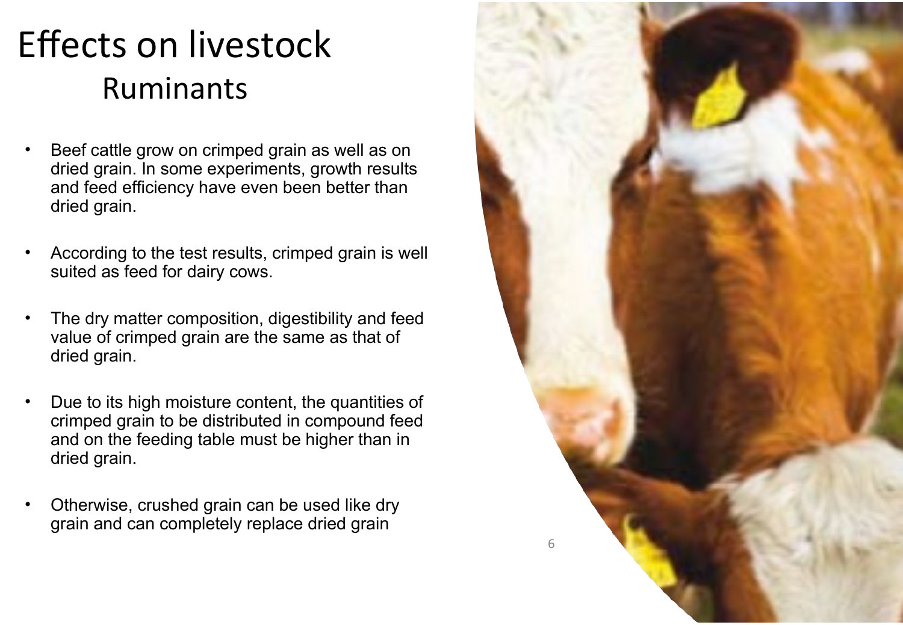# Effects on livestock

## Ruminants

- Beef cattle grow on crimped grain as well as on dried grain. In some experiments, growth results and feed efficiency have even been better than dried grain.
- According to the test results, crimped grain is well suited as feed for dairy cows.
- The dry matter composition, digestibility and feed value of crimped grain are the same as that of dried grain.
- Due to its high moisture content, the quantities of crimped grain to be distributed in compound feed and on the feeding table must be higher than in dried grain.
- Otherwise, crushed grain can be used like dry grain and can completely replace dried grain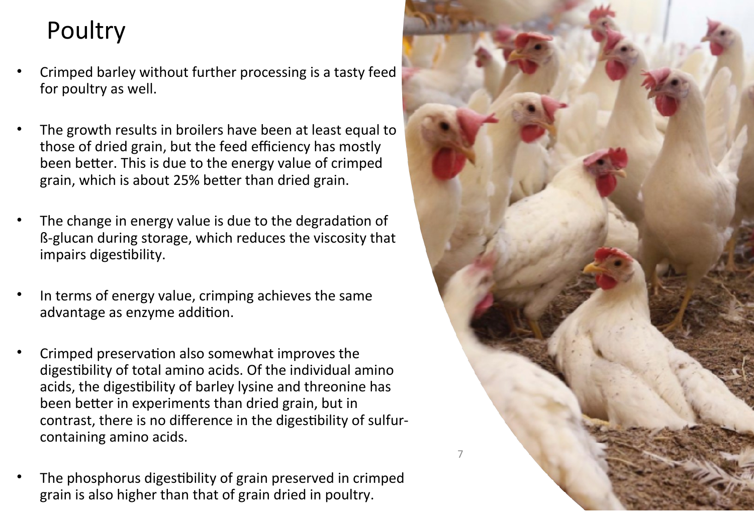# Poultry

- Crimped barley without further processing is a tasty feed for poultry as well.
- The growth results in broilers have been at least equal to those of dried grain, but the feed efficiency has mostly been better. This is due to the energy value of crimped grain, which is about 25% better than dried grain.
- The change in energy value is due to the degradation of ß-glucan during storage, which reduces the viscosity that impairs digestibility.
- In terms of energy value, crimping achieves the same advantage as enzyme addition.
- Crimped preservation also somewhat improves the digestibility of total amino acids. Of the individual amino acids, the digestibility of barley lysine and threonine has been better in experiments than dried grain, but in contrast, there is no difference in the digestibility of sulfur-containing amino acids.
- The phosphorus digestibility of grain preserved in crimped grain is also higher than that of grain dried in poultry.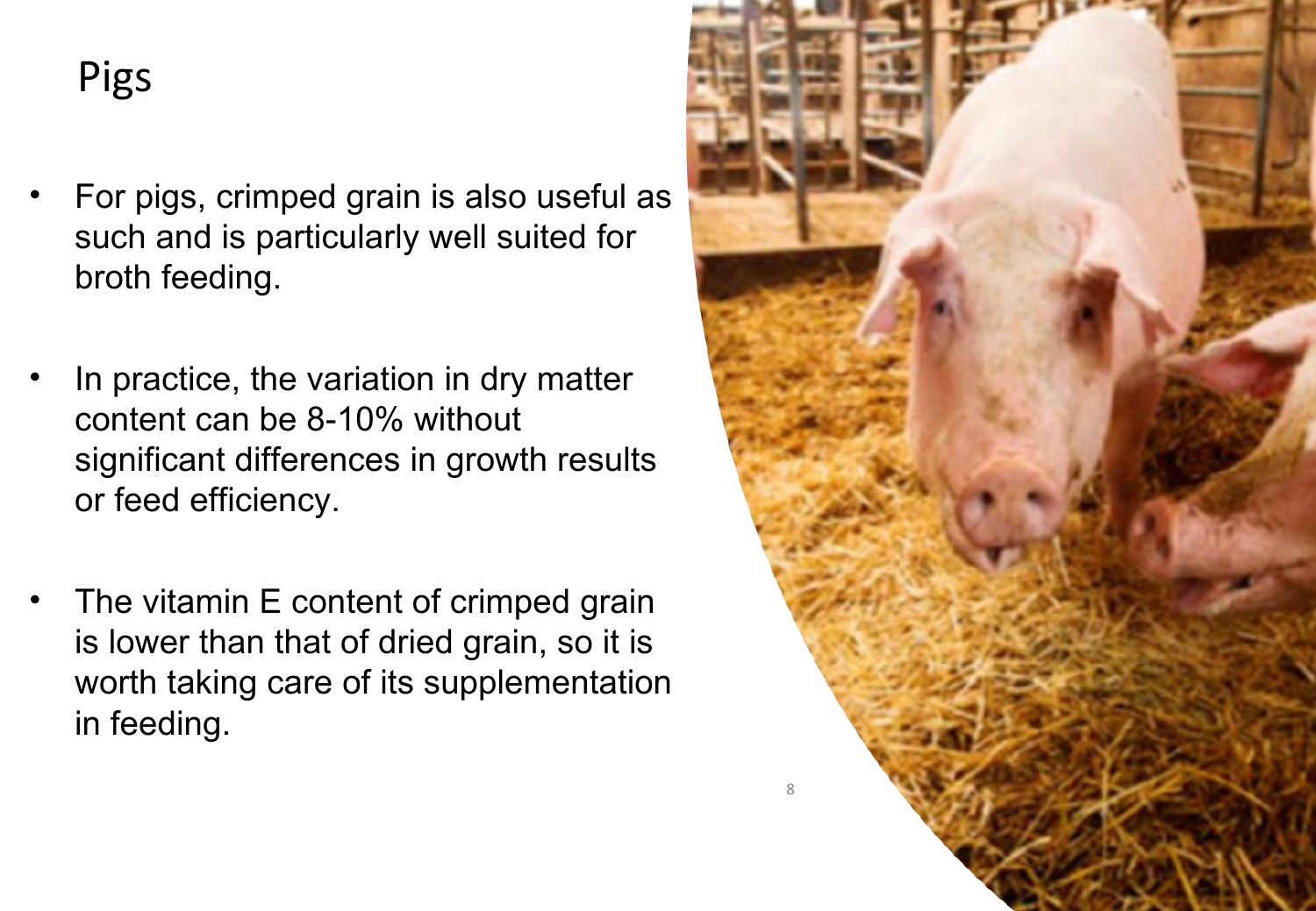# Pigs

- For pigs, crimped grain is also useful as such and is particularly well suited for broth feeding.
- In practice, the variation in dry matter content can be 8-10% without significant differences in growth results or feed efficiency.
- The vitamin E content of crimped grain is lower than that of dried grain, so it is worth taking care of its supplementation in feeding.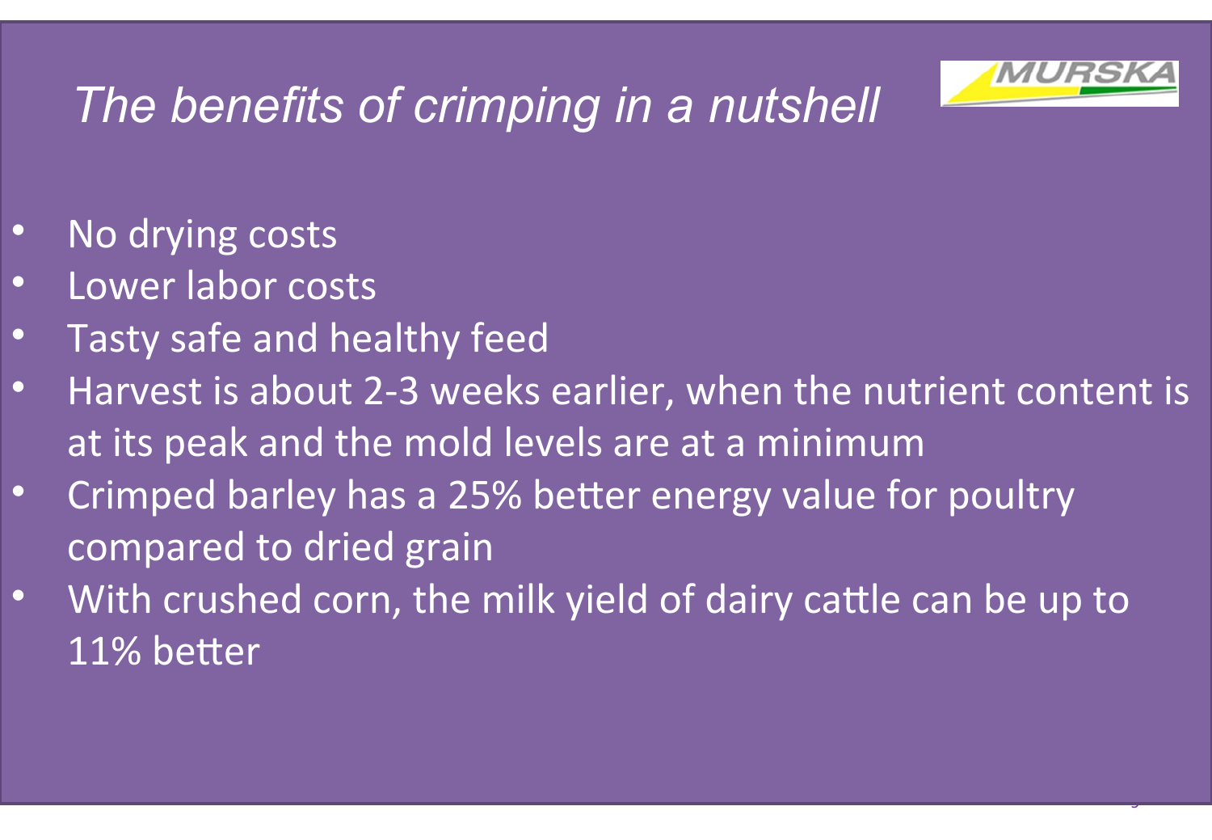# *The benefits of crimping in a nutshell*

- No drying costs
- Lower labor costs
- Tasty safe and healthy feed
- Harvest is about 2-3 weeks earlier, when the nutrient content is at its peak and the mold levels are at a minimum
- Crimped barley has a 25% better energy value for poultry compared to dried grain
- With crushed corn, the milk yield of dairy cattle can be up to 11% better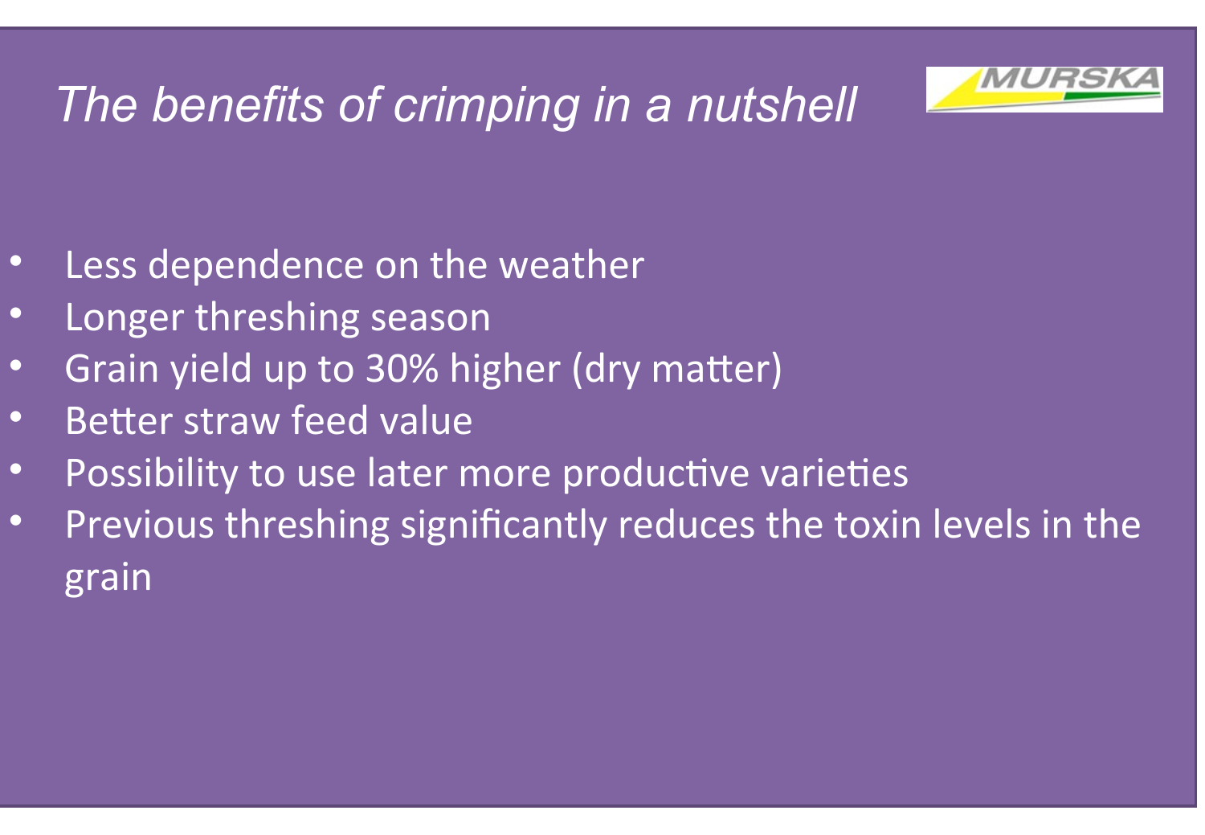# *The benefits of crimping in a nutshell*

MURSKA

- Less dependence on the weather
- Longer threshing season
- Grain yield up to 30% higher (dry matter)
- Better straw feed value
- Possibility to use later more productive varieties
- Previous threshing significantly reduces the toxin levels in the grain